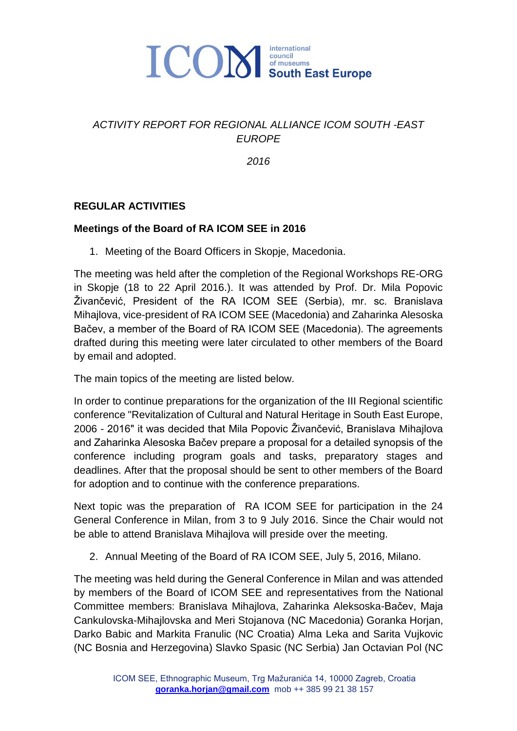# ICOM international council of museums South East Europe

*ACTIVITY REPORT FOR REGIONAL ALLIANCE ICOM SOUTH -EAST EUROPE*

*2016*

## REGULAR ACTIVITIES

### Meetings of the Board of RA ICOM SEE in 2016

1. Meeting of the Board Officers in Skopje, Macedonia.

The meeting was held after the completion of the Regional Workshops RE-ORG in Skopje (18 to 22 April 2016.). It was attended by Prof. Dr. Mila Popovic Živančević, President of the RA ICOM SEE (Serbia), mr. sc. Branislava Mihajlova, vice-president of RA ICOM SEE (Macedonia) and Zaharinka Alesoska Bačev, a member of the Board of RA ICOM SEE (Macedonia). The agreements drafted during this meeting were later circulated to other members of the Board by email and adopted.

The main topics of the meeting are listed below.

In order to continue preparations for the organization of the III Regional scientific conference "Revitalization of Cultural and Natural Heritage in South East Europe, 2006 - 2016" it was decided that Mila Popovic Živančević, Branislava Mihajlova and Zaharinka Alesoska Bačev prepare a proposal for a detailed synopsis of the conference including program goals and tasks, preparatory stages and deadlines. After that the proposal should be sent to other members of the Board for adoption and to continue with the conference preparations.

Next topic was the preparation of RA ICOM SEE for participation in the 24 General Conference in Milan, from 3 to 9 July 2016. Since the Chair would not be able to attend Branislava Mihajlova will preside over the meeting.

2. Annual Meeting of the Board of RA ICOM SEE, July 5, 2016, Milano.

The meeting was held during the General Conference in Milan and was attended by members of the Board of ICOM SEE and representatives from the National Committee members: Branislava Mihajlova, Zaharinka Aleksoska-Bačev, Maja Cankulovska-Mihajlovska and Meri Stojanova (NC Macedonia) Goranka Horjan, Darko Babic and Markita Franulic (NC Croatia) Alma Leka and Sarita Vujkovic (NC Bosnia and Herzegovina) Slavko Spasic (NC Serbia) Jan Octavian Pol (NC

ICOM SEE, Ethnographic Museum, Trg Mažuranića 14, 10000 Zagreb, Croatia
goranka.horjan@gmail.com mob ++ 385 99 21 38 157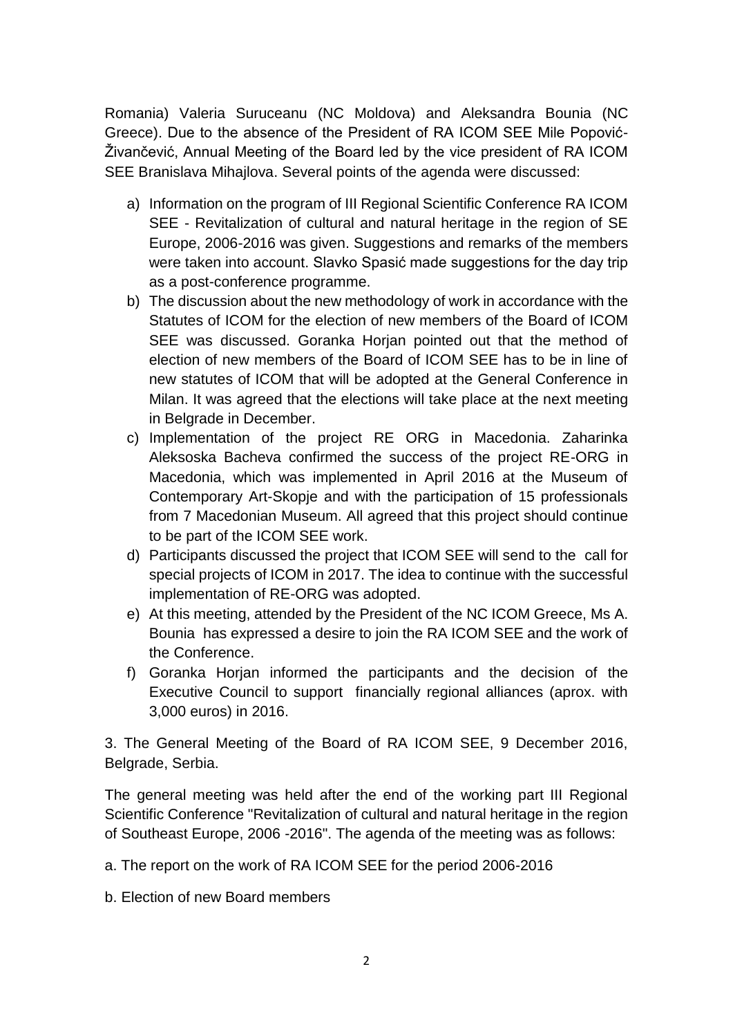Romania) Valeria Suruceanu (NC Moldova) and Aleksandra Bounia (NC Greece). Due to the absence of the President of RA ICOM SEE Mile Popović-Živančević, Annual Meeting of the Board led by the vice president of RA ICOM SEE Branislava Mihajlova. Several points of the agenda were discussed:

a) Information on the program of III Regional Scientific Conference RA ICOM SEE - Revitalization of cultural and natural heritage in the region of SE Europe, 2006-2016 was given. Suggestions and remarks of the members were taken into account. Slavko Spasić made suggestions for the day trip as a post-conference programme.
b) The discussion about the new methodology of work in accordance with the Statutes of ICOM for the election of new members of the Board of ICOM SEE was discussed. Goranka Horjan pointed out that the method of election of new members of the Board of ICOM SEE has to be in line of new statutes of ICOM that will be adopted at the General Conference in Milan. It was agreed that the elections will take place at the next meeting in Belgrade in December.
c) Implementation of the project RE ORG in Macedonia. Zaharinka Aleksoska Bacheva confirmed the success of the project RE-ORG in Macedonia, which was implemented in April 2016 at the Museum of Contemporary Art-Skopje and with the participation of 15 professionals from 7 Macedonian Museum. All agreed that this project should continue to be part of the ICOM SEE work.
d) Participants discussed the project that ICOM SEE will send to the call for special projects of ICOM in 2017. The idea to continue with the successful implementation of RE-ORG was adopted.
e) At this meeting, attended by the President of the NC ICOM Greece, Ms A. Bounia has expressed a desire to join the RA ICOM SEE and the work of the Conference.
f) Goranka Horjan informed the participants and the decision of the Executive Council to support financially regional alliances (aprox. with 3,000 euros) in 2016.

3. The General Meeting of the Board of RA ICOM SEE, 9 December 2016, Belgrade, Serbia.

The general meeting was held after the end of the working part III Regional Scientific Conference "Revitalization of cultural and natural heritage in the region of Southeast Europe, 2006 -2016". The agenda of the meeting was as follows:

a. The report on the work of RA ICOM SEE for the period 2006-2016

b. Election of new Board members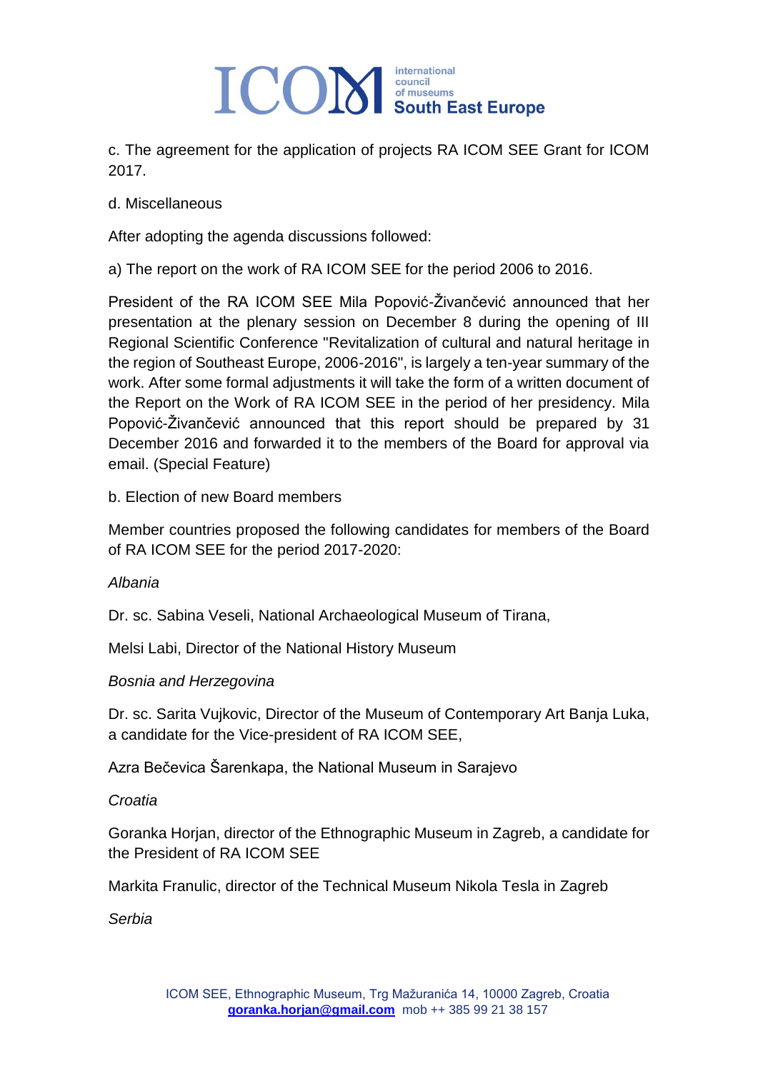c. The agreement for the application of projects RA ICOM SEE Grant for ICOM 2017.

d. Miscellaneous

After adopting the agenda discussions followed:

a) The report on the work of RA ICOM SEE for the period 2006 to 2016.

President of the RA ICOM SEE Mila Popović-Živančević announced that her presentation at the plenary session on December 8 during the opening of III Regional Scientific Conference "Revitalization of cultural and natural heritage in the region of Southeast Europe, 2006-2016", is largely a ten-year summary of the work. After some formal adjustments it will take the form of a written document of the Report on the Work of RA ICOM SEE in the period of her presidency. Mila Popović-Živančević announced that this report should be prepared by 31 December 2016 and forwarded it to the members of the Board for approval via email. (Special Feature)

b. Election of new Board members

Member countries proposed the following candidates for members of the Board of RA ICOM SEE for the period 2017-2020:

*Albania*

Dr. sc. Sabina Veseli, National Archaeological Museum of Tirana,

Melsi Labi, Director of the National History Museum

*Bosnia and Herzegovina*

Dr. sc. Sarita Vujkovic, Director of the Museum of Contemporary Art Banja Luka, a candidate for the Vice-president of RA ICOM SEE,

Azra Bečevica Šarenkapa, the National Museum in Sarajevo

*Croatia*

Goranka Horjan, director of the Ethnographic Museum in Zagreb, a candidate for the President of RA ICOM SEE

Markita Franulic, director of the Technical Museum Nikola Tesla in Zagreb

*Serbia*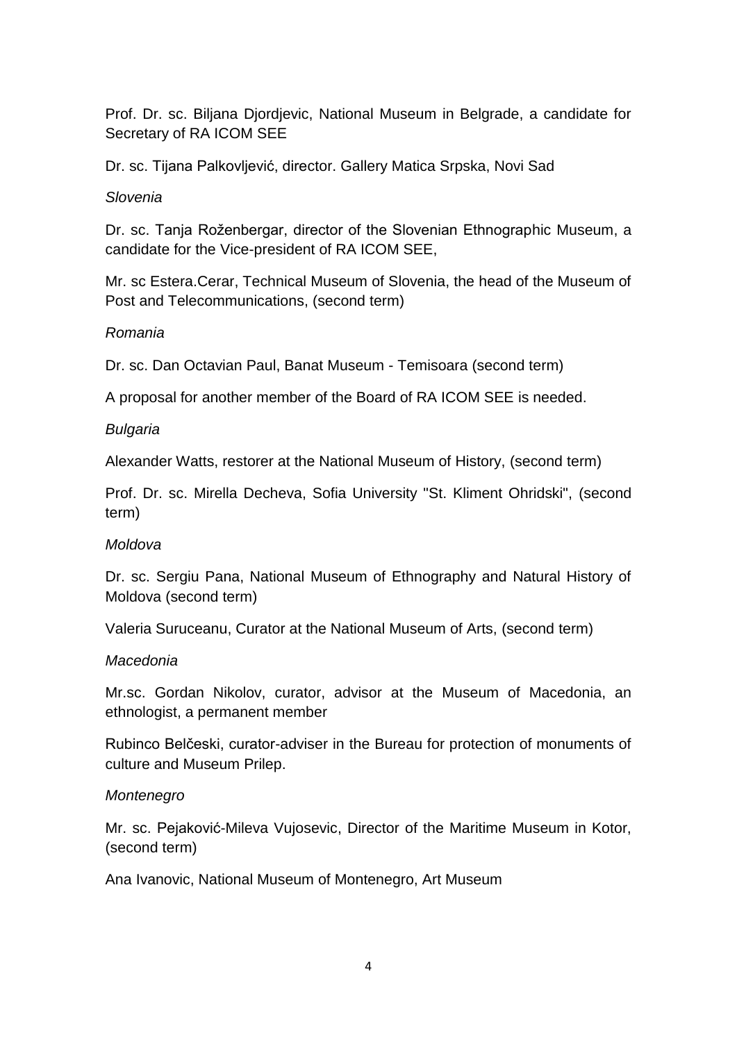Prof. Dr. sc. Biljana Djordjevic, National Museum in Belgrade, a candidate for Secretary of RA ICOM SEE

Dr. sc. Tijana Palkovljević, director. Gallery Matica Srpska, Novi Sad

*Slovenia*

Dr. sc. Tanja Roženbergar, director of the Slovenian Ethnographic Museum, a candidate for the Vice-president of RA ICOM SEE,

Mr. sc Estera.Cerar, Technical Museum of Slovenia, the head of the Museum of Post and Telecommunications, (second term)

*Romania*

Dr. sc. Dan Octavian Paul, Banat Museum - Temisoara (second term)

A proposal for another member of the Board of RA ICOM SEE is needed.

*Bulgaria*

Alexander Watts, restorer at the National Museum of History, (second term)

Prof. Dr. sc. Mirella Decheva, Sofia University "St. Kliment Ohridski", (second term)

*Moldova*

Dr. sc. Sergiu Pana, National Museum of Ethnography and Natural History of Moldova (second term)

Valeria Suruceanu, Curator at the National Museum of Arts, (second term)

*Macedonia*

Mr.sc. Gordan Nikolov, curator, advisor at the Museum of Macedonia, an ethnologist, a permanent member

Rubinco Belčeski, curator-adviser in the Bureau for protection of monuments of culture and Museum Prilep.

*Montenegro*

Mr. sc. Pejaković-Mileva Vujosevic, Director of the Maritime Museum in Kotor, (second term)

Ana Ivanovic, National Museum of Montenegro, Art Museum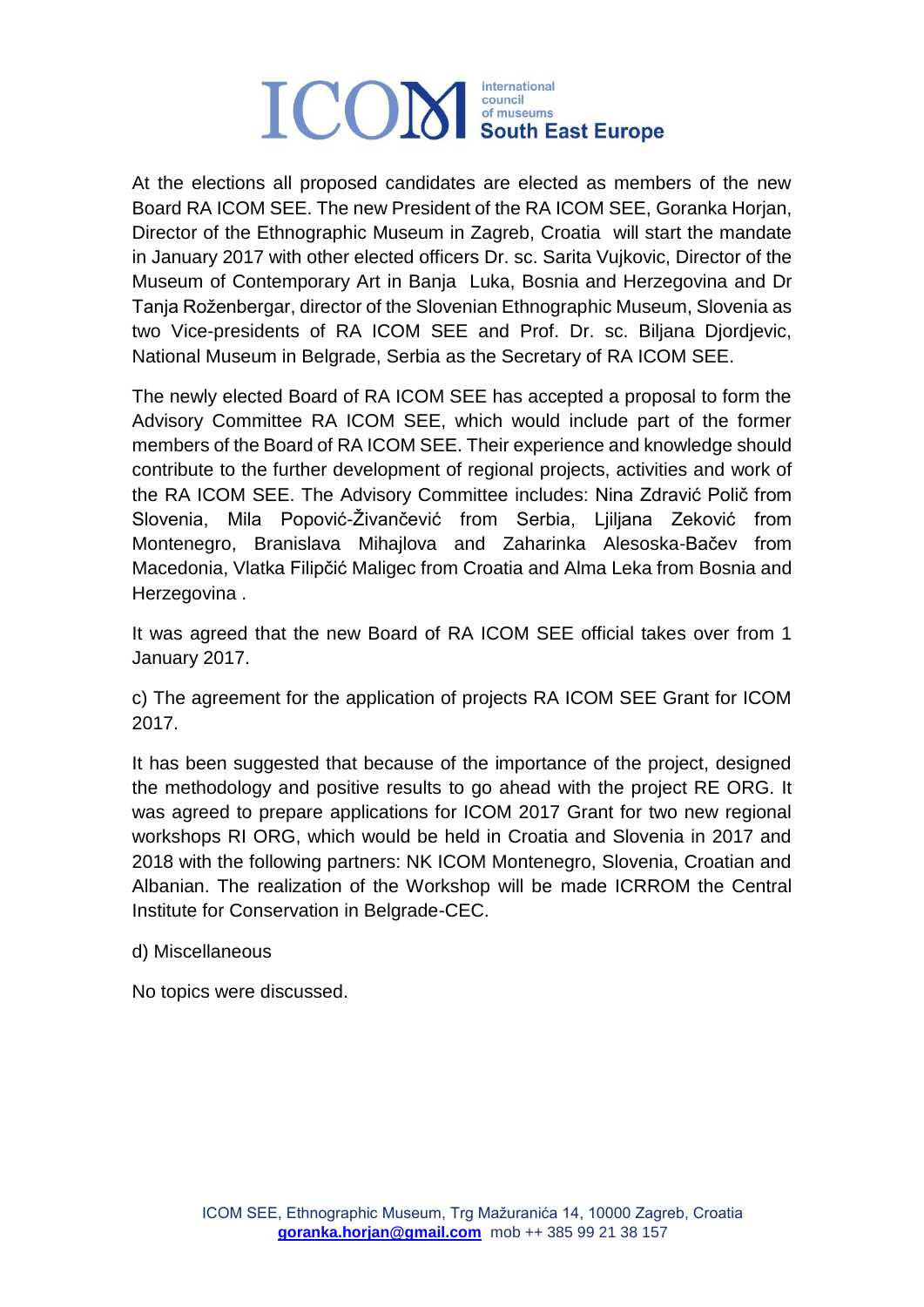At the elections all proposed candidates are elected as members of the new Board RA ICOM SEE. The new President of the RA ICOM SEE, Goranka Horjan, Director of the Ethnographic Museum in Zagreb, Croatia will start the mandate in January 2017 with other elected officers Dr. sc. Sarita Vujkovic, Director of the Museum of Contemporary Art in Banja Luka, Bosnia and Herzegovina and Dr Tanja Roženbergar, director of the Slovenian Ethnographic Museum, Slovenia as two Vice-presidents of RA ICOM SEE and Prof. Dr. sc. Biljana Djordjevic, National Museum in Belgrade, Serbia as the Secretary of RA ICOM SEE.

The newly elected Board of RA ICOM SEE has accepted a proposal to form the Advisory Committee RA ICOM SEE, which would include part of the former members of the Board of RA ICOM SEE. Their experience and knowledge should contribute to the further development of regional projects, activities and work of the RA ICOM SEE. The Advisory Committee includes: Nina Zdravić Polič from Slovenia, Mila Popović-Živančević from Serbia, Ljiljana Zeković from Montenegro, Branislava Mihajlova and Zaharinka Alesoska-Bačev from Macedonia, Vlatka Filipčić Maligec from Croatia and Alma Leka from Bosnia and Herzegovina .

It was agreed that the new Board of RA ICOM SEE official takes over from 1 January 2017.

c) The agreement for the application of projects RA ICOM SEE Grant for ICOM 2017.

It has been suggested that because of the importance of the project, designed the methodology and positive results to go ahead with the project RE ORG. It was agreed to prepare applications for ICOM 2017 Grant for two new regional workshops RI ORG, which would be held in Croatia and Slovenia in 2017 and 2018 with the following partners: NK ICOM Montenegro, Slovenia, Croatian and Albanian. The realization of the Workshop will be made ICRROM the Central Institute for Conservation in Belgrade-CEC.

d) Miscellaneous

No topics were discussed.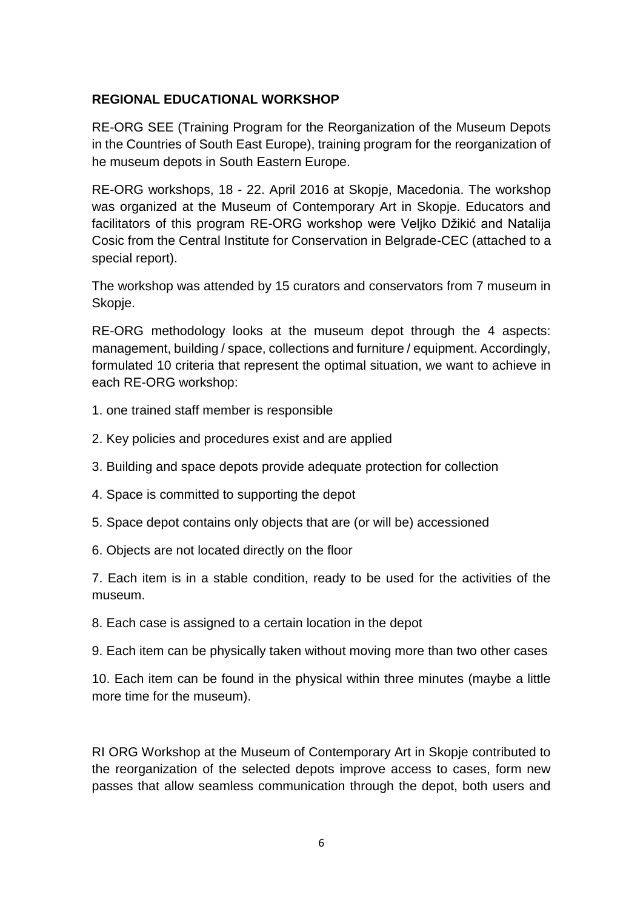**REGIONAL EDUCATIONAL WORKSHOP**

RE-ORG SEE (Training Program for the Reorganization of the Museum Depots in the Countries of South East Europe), training program for the reorganization of he museum depots in South Eastern Europe.

RE-ORG workshops, 18 - 22. April 2016 at Skopje, Macedonia. The workshop was organized at the Museum of Contemporary Art in Skopje. Educators and facilitators of this program RE-ORG workshop were Veljko Džikić and Natalija Cosic from the Central Institute for Conservation in Belgrade-CEC (attached to a special report).

The workshop was attended by 15 curators and conservators from 7 museum in Skopje.

RE-ORG methodology looks at the museum depot through the 4 aspects: management, building / space, collections and furniture / equipment. Accordingly, formulated 10 criteria that represent the optimal situation, we want to achieve in each RE-ORG workshop:

1. one trained staff member is responsible
2. Key policies and procedures exist and are applied
3. Building and space depots provide adequate protection for collection
4. Space is committed to supporting the depot
5. Space depot contains only objects that are (or will be) accessioned
6. Objects are not located directly on the floor
7. Each item is in a stable condition, ready to be used for the activities of the museum.
8. Each case is assigned to a certain location in the depot
9. Each item can be physically taken without moving more than two other cases
10. Each item can be found in the physical within three minutes (maybe a little more time for the museum).

RI ORG Workshop at the Museum of Contemporary Art in Skopje contributed to the reorganization of the selected depots improve access to cases, form new passes that allow seamless communication through the depot, both users and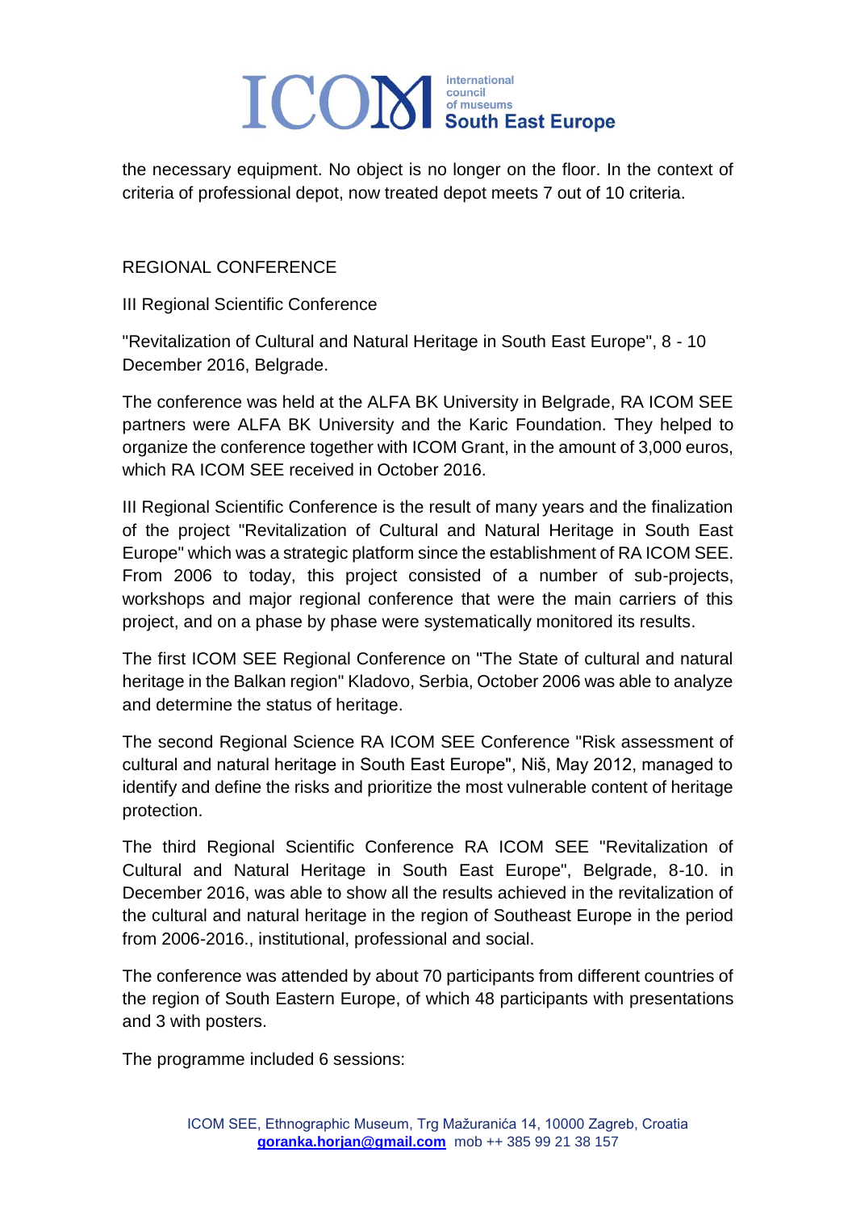the necessary equipment. No object is no longer on the floor. In the context of criteria of professional depot, now treated depot meets 7 out of 10 criteria.

## REGIONAL CONFERENCE

III Regional Scientific Conference

"Revitalization of Cultural and Natural Heritage in South East Europe", 8 - 10 December 2016, Belgrade.

The conference was held at the ALFA BK University in Belgrade, RA ICOM SEE partners were ALFA BK University and the Karic Foundation. They helped to organize the conference together with ICOM Grant, in the amount of 3,000 euros, which RA ICOM SEE received in October 2016.

III Regional Scientific Conference is the result of many years and the finalization of the project "Revitalization of Cultural and Natural Heritage in South East Europe" which was a strategic platform since the establishment of RA ICOM SEE. From 2006 to today, this project consisted of a number of sub-projects, workshops and major regional conference that were the main carriers of this project, and on a phase by phase were systematically monitored its results.

The first ICOM SEE Regional Conference on "The State of cultural and natural heritage in the Balkan region" Kladovo, Serbia, October 2006 was able to analyze and determine the status of heritage.

The second Regional Science RA ICOM SEE Conference "Risk assessment of cultural and natural heritage in South East Europe", Niš, May 2012, managed to identify and define the risks and prioritize the most vulnerable content of heritage protection.

The third Regional Scientific Conference RA ICOM SEE "Revitalization of Cultural and Natural Heritage in South East Europe", Belgrade, 8-10. in December 2016, was able to show all the results achieved in the revitalization of the cultural and natural heritage in the region of Southeast Europe in the period from 2006-2016., institutional, professional and social.

The conference was attended by about 70 participants from different countries of the region of South Eastern Europe, of which 48 participants with presentations and 3 with posters.

The programme included 6 sessions: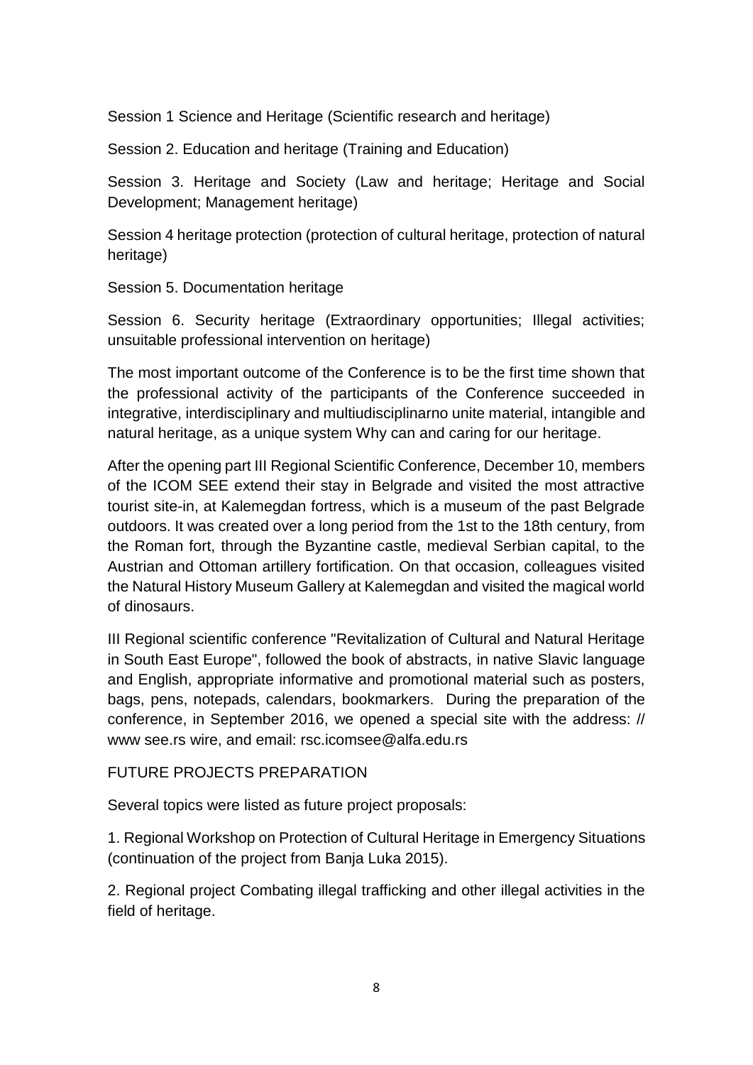Session 1 Science and Heritage (Scientific research and heritage)

Session 2. Education and heritage (Training and Education)

Session 3. Heritage and Society (Law and heritage; Heritage and Social Development; Management heritage)

Session 4 heritage protection (protection of cultural heritage, protection of natural heritage)

Session 5. Documentation heritage

Session 6. Security heritage (Extraordinary opportunities; Illegal activities; unsuitable professional intervention on heritage)

The most important outcome of the Conference is to be the first time shown that the professional activity of the participants of the Conference succeeded in integrative, interdisciplinary and multiudisciplinarno unite material, intangible and natural heritage, as a unique system Why can and caring for our heritage.

After the opening part III Regional Scientific Conference, December 10, members of the ICOM SEE extend their stay in Belgrade and visited the most attractive tourist site-in, at Kalemegdan fortress, which is a museum of the past Belgrade outdoors. It was created over a long period from the 1st to the 18th century, from the Roman fort, through the Byzantine castle, medieval Serbian capital, to the Austrian and Ottoman artillery fortification. On that occasion, colleagues visited the Natural History Museum Gallery at Kalemegdan and visited the magical world of dinosaurs.

III Regional scientific conference "Revitalization of Cultural and Natural Heritage in South East Europe", followed the book of abstracts, in native Slavic language and English, appropriate informative and promotional material such as posters, bags, pens, notepads, calendars, bookmarkers. During the preparation of the conference, in September 2016, we opened a special site with the address: // www see.rs wire, and email: rsc.icomsee@alfa.edu.rs

FUTURE PROJECTS PREPARATION

Several topics were listed as future project proposals:

1. Regional Workshop on Protection of Cultural Heritage in Emergency Situations (continuation of the project from Banja Luka 2015).

2. Regional project Combating illegal trafficking and other illegal activities in the field of heritage.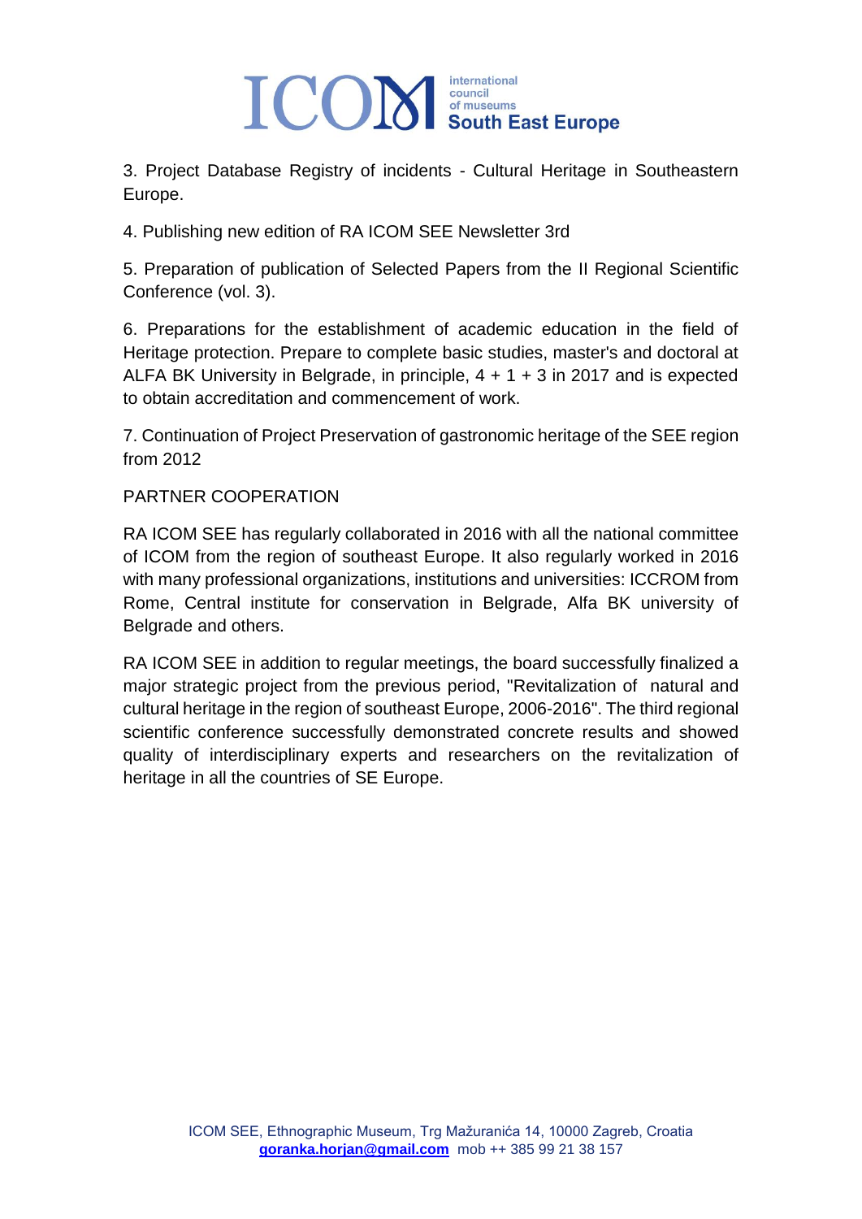3. Project Database Registry of incidents - Cultural Heritage in Southeastern Europe.

4. Publishing new edition of RA ICOM SEE Newsletter 3rd

5. Preparation of publication of Selected Papers from the II Regional Scientific Conference (vol. 3).

6. Preparations for the establishment of academic education in the field of Heritage protection. Prepare to complete basic studies, master's and doctoral at ALFA BK University in Belgrade, in principle, 4 + 1 + 3 in 2017 and is expected to obtain accreditation and commencement of work.

7. Continuation of Project Preservation of gastronomic heritage of the SEE region from 2012

PARTNER COOPERATION

RA ICOM SEE has regularly collaborated in 2016 with all the national committee of ICOM from the region of southeast Europe. It also regularly worked in 2016 with many professional organizations, institutions and universities: ICCROM from Rome, Central institute for conservation in Belgrade, Alfa BK university of Belgrade and others.

RA ICOM SEE in addition to regular meetings, the board successfully finalized a major strategic project from the previous period, "Revitalization of natural and cultural heritage in the region of southeast Europe, 2006-2016". The third regional scientific conference successfully demonstrated concrete results and showed quality of interdisciplinary experts and researchers on the revitalization of heritage in all the countries of SE Europe.